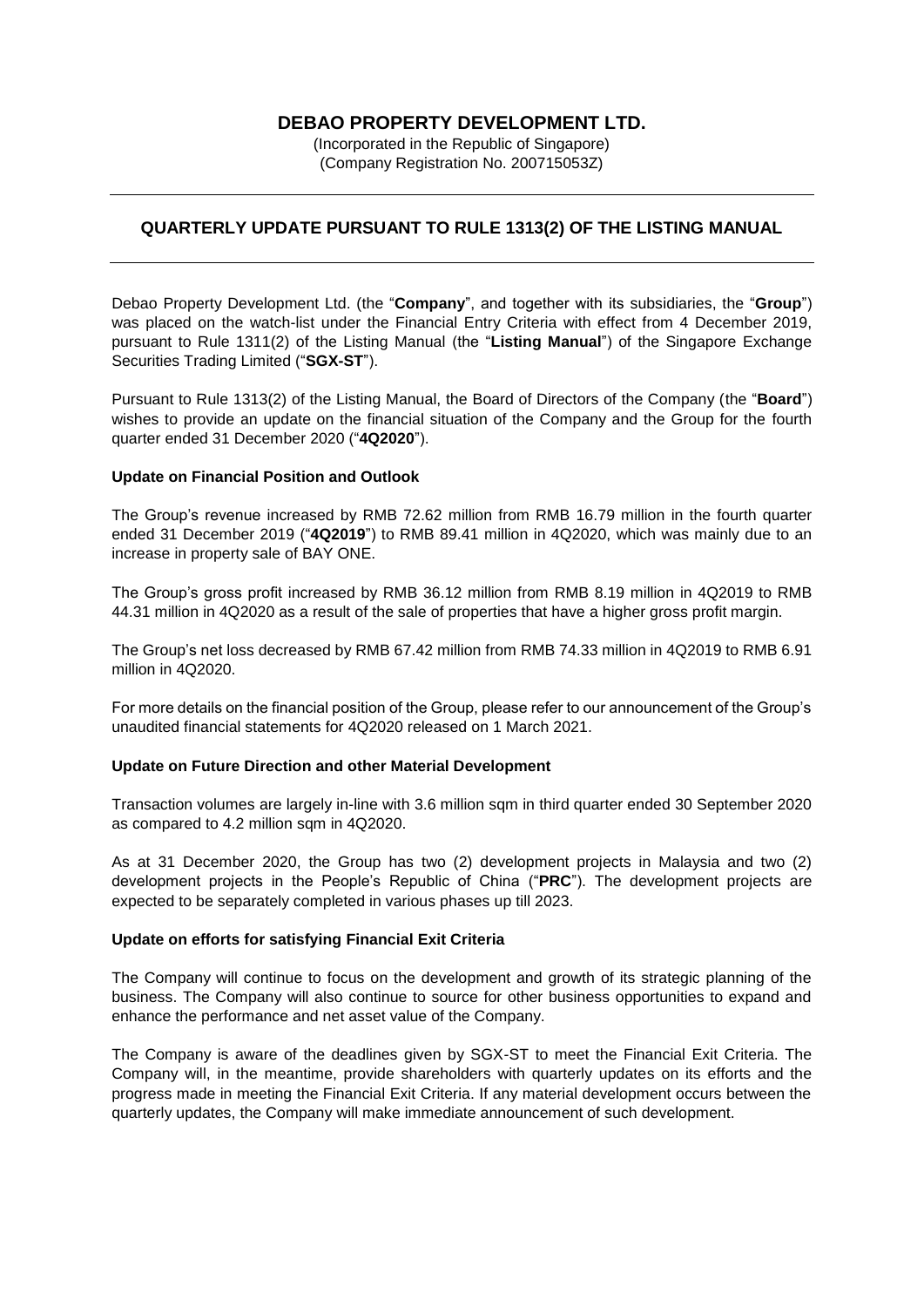# DEBAO PROPERTY DEVELOPMENT LTD.

(Incorporated in the Republic of Singapore)
(Company Registration No. 200715053Z)

## QUARTERLY UPDATE PURSUANT TO RULE 1313(2) OF THE LISTING MANUAL

Debao Property Development Ltd. (the "**Company**", and together with its subsidiaries, the "**Group**") was placed on the watch-list under the Financial Entry Criteria with effect from 4 December 2019, pursuant to Rule 1311(2) of the Listing Manual (the "**Listing Manual**") of the Singapore Exchange Securities Trading Limited ("**SGX-ST**").

Pursuant to Rule 1313(2) of the Listing Manual, the Board of Directors of the Company (the "**Board**") wishes to provide an update on the financial situation of the Company and the Group for the fourth quarter ended 31 December 2020 ("**4Q2020**").

**Update on Financial Position and Outlook**

The Group's revenue increased by RMB 72.62 million from RMB 16.79 million in the fourth quarter ended 31 December 2019 ("**4Q2019**") to RMB 89.41 million in 4Q2020, which was mainly due to an increase in property sale of BAY ONE.

The Group's gross profit increased by RMB 36.12 million from RMB 8.19 million in 4Q2019 to RMB 44.31 million in 4Q2020 as a result of the sale of properties that have a higher gross profit margin.

The Group's net loss decreased by RMB 67.42 million from RMB 74.33 million in 4Q2019 to RMB 6.91 million in 4Q2020.

For more details on the financial position of the Group, please refer to our announcement of the Group's unaudited financial statements for 4Q2020 released on 1 March 2021.

**Update on Future Direction and other Material Development**

Transaction volumes are largely in-line with 3.6 million sqm in third quarter ended 30 September 2020 as compared to 4.2 million sqm in 4Q2020.

As at 31 December 2020, the Group has two (2) development projects in Malaysia and two (2) development projects in the People's Republic of China ("**PRC**"). The development projects are expected to be separately completed in various phases up till 2023.

**Update on efforts for satisfying Financial Exit Criteria**

The Company will continue to focus on the development and growth of its strategic planning of the business. The Company will also continue to source for other business opportunities to expand and enhance the performance and net asset value of the Company.

The Company is aware of the deadlines given by SGX-ST to meet the Financial Exit Criteria. The Company will, in the meantime, provide shareholders with quarterly updates on its efforts and the progress made in meeting the Financial Exit Criteria. If any material development occurs between the quarterly updates, the Company will make immediate announcement of such development.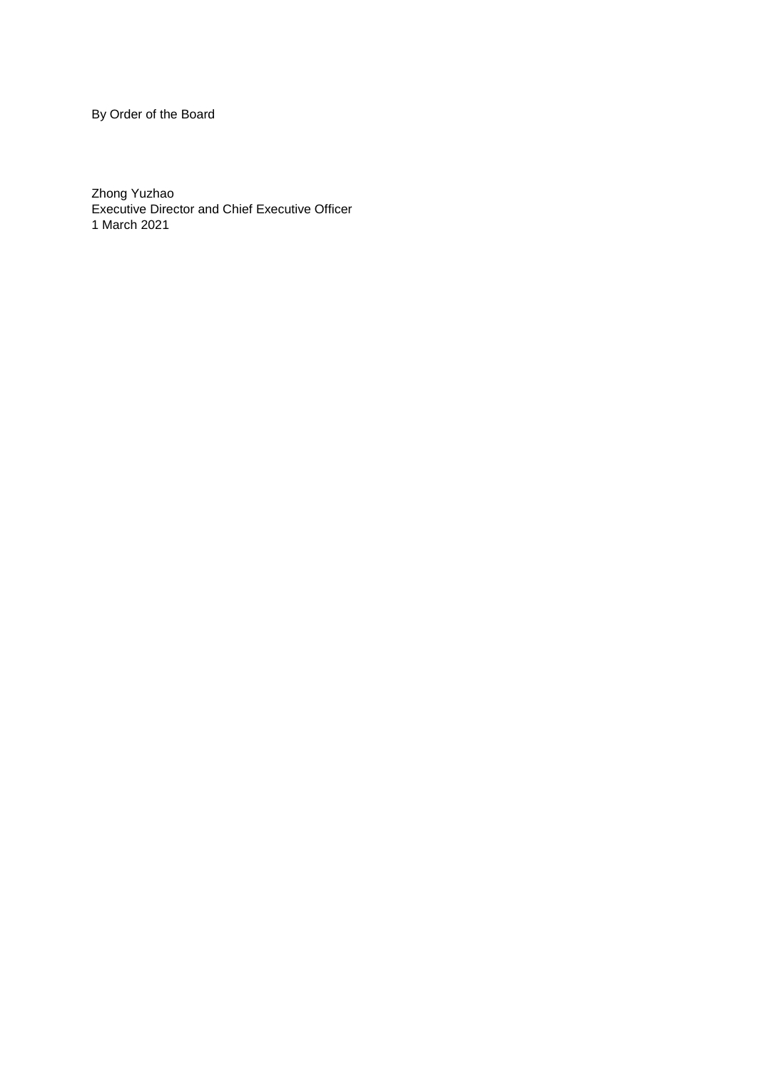By Order of the Board

Zhong Yuzhao
Executive Director and Chief Executive Officer
1 March 2021